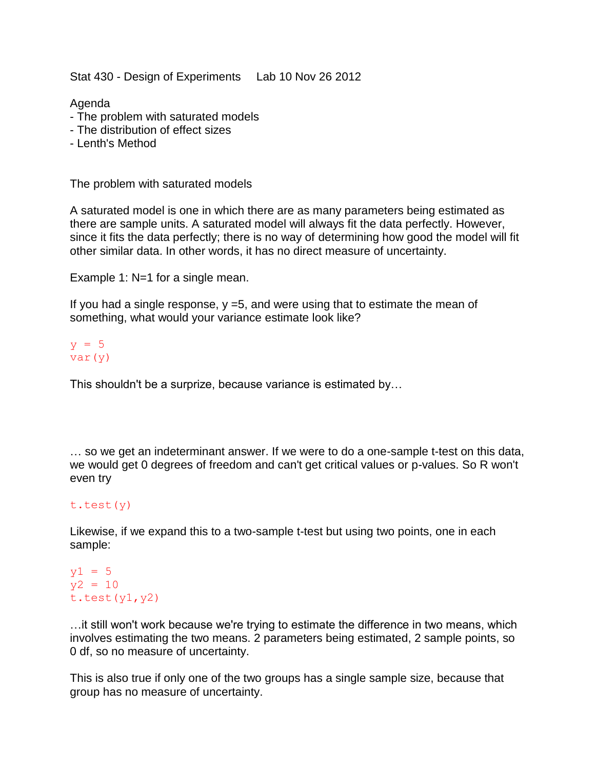Stat 430 - Design of Experiments   Lab 10 Nov 26 2012

Agenda
- The problem with saturated models
- The distribution of effect sizes
- Lenth's Method

## The problem with saturated models

A saturated model is one in which there are as many parameters being estimated as there are sample units. A saturated model will always fit the data perfectly. However, since it fits the data perfectly; there is no way of determining how good the model will fit other similar data. In other words, it has no direct measure of uncertainty.

Example 1: N=1 for a single mean.

If you had a single response, y =5, and were using that to estimate the mean of something, what would your variance estimate look like?

```
y = 5
var(y)
```

This shouldn't be a surprize, because variance is estimated by…

… so we get an indeterminant answer. If we were to do a one-sample t-test on this data, we would get 0 degrees of freedom and can't get critical values or p-values. So R won't even try

```
t.test(y)
```

Likewise, if we expand this to a two-sample t-test but using two points, one in each sample:

```
y1 = 5
y2 = 10
t.test(y1,y2)
```

…it still won't work because we're trying to estimate the difference in two means, which involves estimating the two means. 2 parameters being estimated, 2 sample points, so 0 df, so no measure of uncertainty.

This is also true if only one of the two groups has a single sample size, because that group has no measure of uncertainty.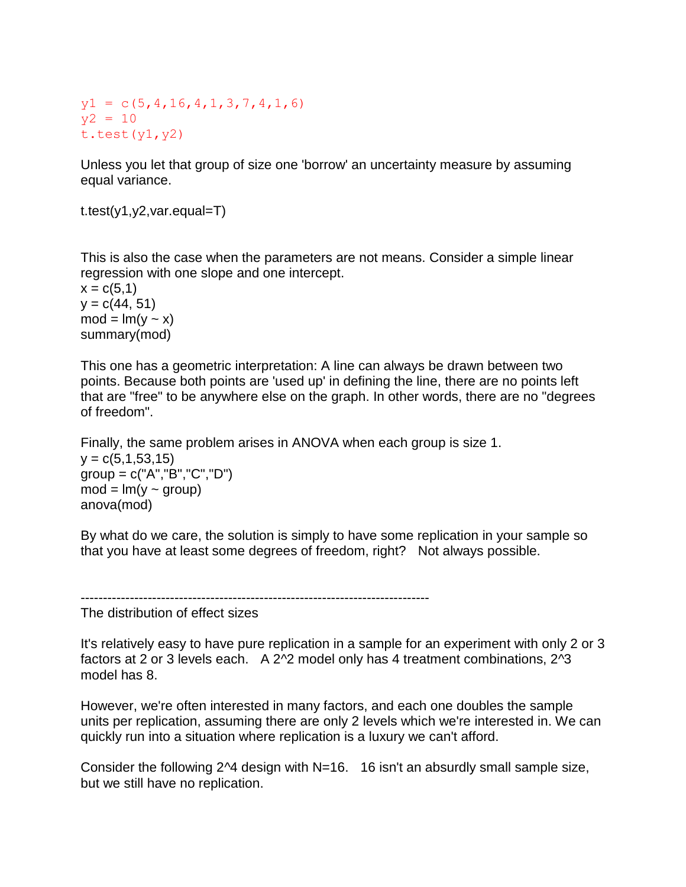```
y1 = c(5,4,16,4,1,3,7,4,1,6)
y2 = 10
t.test(y1,y2)
```

Unless you let that group of size one 'borrow' an uncertainty measure by assuming equal variance.

```
t.test(y1,y2,var.equal=T)
```

This is also the case when the parameters are not means. Consider a simple linear regression with one slope and one intercept.

```
x = c(5,1)
y = c(44, 51)
mod = lm(y ~ x)
summary(mod)
```

This one has a geometric interpretation: A line can always be drawn between two points. Because both points are 'used up' in defining the line, there are no points left that are "free" to be anywhere else on the graph. In other words, there are no "degrees of freedom".

Finally, the same problem arises in ANOVA when each group is size 1.

```
y = c(5,1,53,15)
group = c("A","B","C","D")
mod = lm(y ~ group)
anova(mod)
```

By what do we care, the solution is simply to have some replication in your sample so that you have at least some degrees of freedom, right? Not always possible.

---

The distribution of effect sizes

It's relatively easy to have pure replication in a sample for an experiment with only 2 or 3 factors at 2 or 3 levels each. A 2^2 model only has 4 treatment combinations, 2^3 model has 8.

However, we're often interested in many factors, and each one doubles the sample units per replication, assuming there are only 2 levels which we're interested in. We can quickly run into a situation where replication is a luxury we can't afford.

Consider the following 2^4 design with N=16. 16 isn't an absurdly small sample size, but we still have no replication.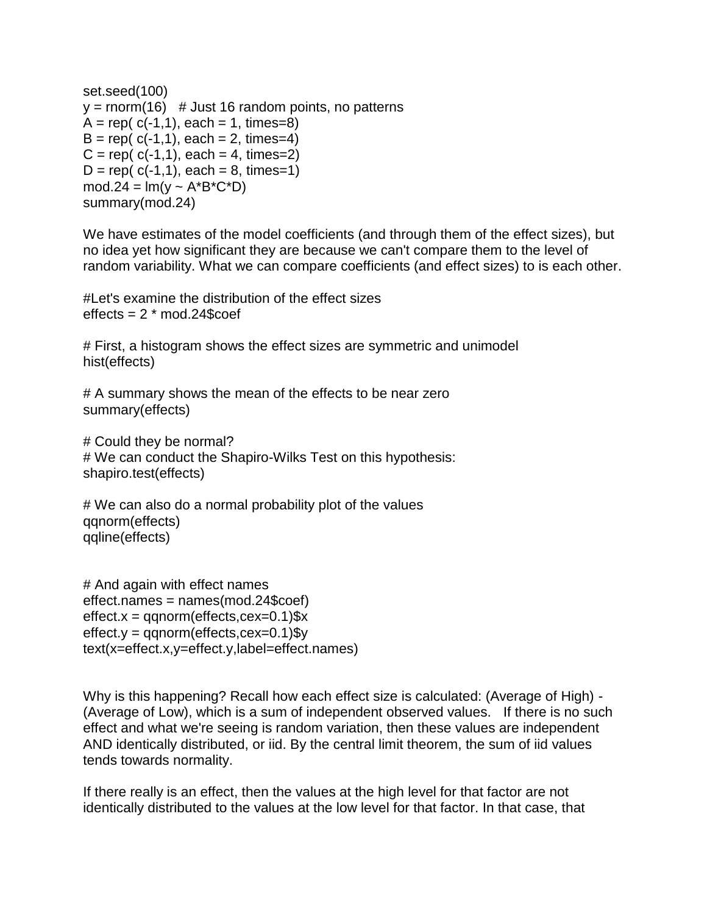```
set.seed(100)
y = rnorm(16)   # Just 16 random points, no patterns
A = rep( c(-1,1), each = 1, times=8)
B = rep( c(-1,1), each = 2, times=4)
C = rep( c(-1,1), each = 4, times=2)
D = rep( c(-1,1), each = 8, times=1)
mod.24 = lm(y ~ A*B*C*D)
summary(mod.24)
```

We have estimates of the model coefficients (and through them of the effect sizes), but no idea yet how significant they are because we can't compare them to the level of random variability. What we can compare coefficients (and effect sizes) to is each other.

```
#Let's examine the distribution of the effect sizes
effects = 2 * mod.24$coef

# First, a histogram shows the effect sizes are symmetric and unimodel
hist(effects)

# A summary shows the mean of the effects to be near zero
summary(effects)

# Could they be normal?
# We can conduct the Shapiro-Wilks Test on this hypothesis:
shapiro.test(effects)

# We can also do a normal probability plot of the values
qqnorm(effects)
qqline(effects)


# And again with effect names
effect.names = names(mod.24$coef)
effect.x = qqnorm(effects,cex=0.1)$x
effect.y = qqnorm(effects,cex=0.1)$y
text(x=effect.x,y=effect.y,label=effect.names)
```

Why is this happening? Recall how each effect size is calculated: (Average of High) - (Average of Low), which is a sum of independent observed values. If there is no such effect and what we're seeing is random variation, then these values are independent AND identically distributed, or iid. By the central limit theorem, the sum of iid values tends towards normality.

If there really is an effect, then the values at the high level for that factor are not identically distributed to the values at the low level for that factor. In that case, that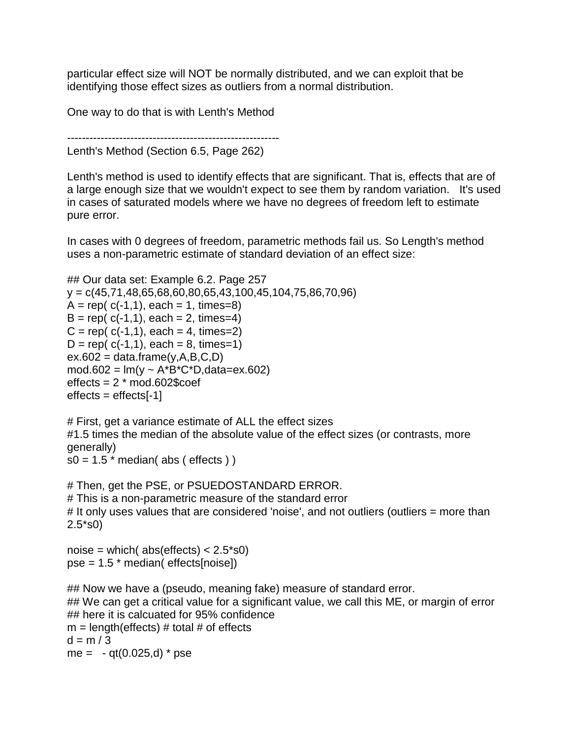particular effect size will NOT be normally distributed, and we can exploit that be identifying those effect sizes as outliers from a normal distribution.

One way to do that is with Lenth's Method

---------------------------------------------------------

Lenth's Method (Section 6.5, Page 262)

Lenth's method is used to identify effects that are significant. That is, effects that are of a large enough size that we wouldn't expect to see them by random variation. It's used in cases of saturated models where we have no degrees of freedom left to estimate pure error.

In cases with 0 degrees of freedom, parametric methods fail us. So Length's method uses a non-parametric estimate of standard deviation of an effect size:

```
## Our data set: Example 6.2. Page 257
y = c(45,71,48,65,68,60,80,65,43,100,45,104,75,86,70,96)
A = rep( c(-1,1), each = 1, times=8)
B = rep( c(-1,1), each = 2, times=4)
C = rep( c(-1,1), each = 4, times=2)
D = rep( c(-1,1), each = 8, times=1)
ex.602 = data.frame(y,A,B,C,D)
mod.602 = lm(y ~ A*B*C*D,data=ex.602)
effects = 2 * mod.602$coef
effects = effects[-1]

# First, get a variance estimate of ALL the effect sizes
#1.5 times the median of the absolute value of the effect sizes (or contrasts, more generally)
s0 = 1.5 * median( abs ( effects ) )

# Then, get the PSE, or PSUEDOSTANDARD ERROR.
# This is a non-parametric measure of the standard error
# It only uses values that are considered 'noise', and not outliers (outliers = more than 2.5*s0)

noise = which( abs(effects) < 2.5*s0)
pse = 1.5 * median( effects[noise])

## Now we have a (pseudo, meaning fake) measure of standard error.
## We can get a critical value for a significant value, we call this ME, or margin of error
## here it is calcuated for 95% confidence
m = length(effects) # total # of effects
d = m / 3
me =   - qt(0.025,d) * pse
```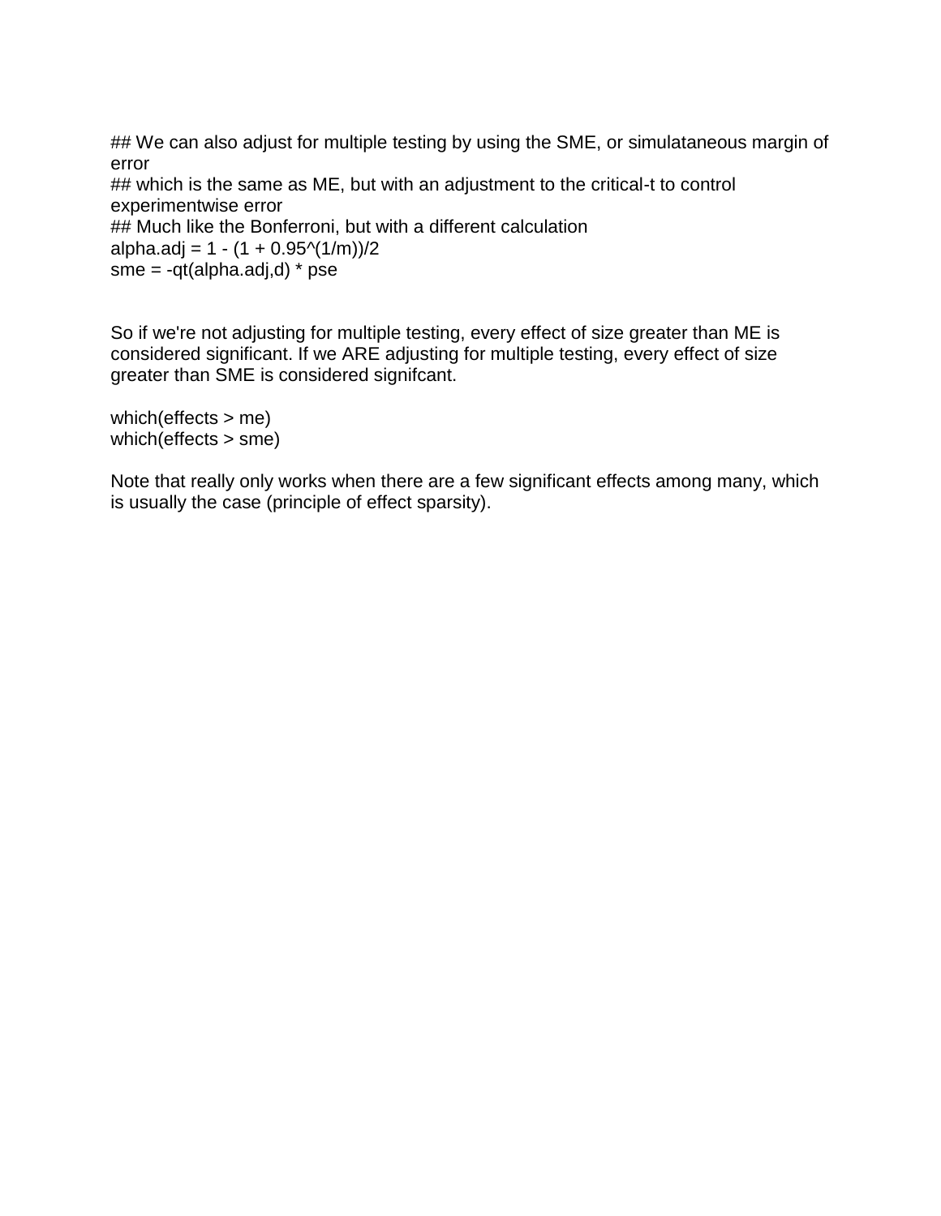```
## We can also adjust for multiple testing by using the SME, or simulataneous margin of error
## which is the same as ME, but with an adjustment to the critical-t to control experimentwise error
## Much like the Bonferroni, but with a different calculation
alpha.adj = 1 - (1 + 0.95^(1/m))/2
sme = -qt(alpha.adj,d) * pse
```

So if we're not adjusting for multiple testing, every effect of size greater than ME is considered significant. If we ARE adjusting for multiple testing, every effect of size greater than SME is considered signifcant.

```
which(effects > me)
which(effects > sme)
```

Note that really only works when there are a few significant effects among many, which is usually the case (principle of effect sparsity).